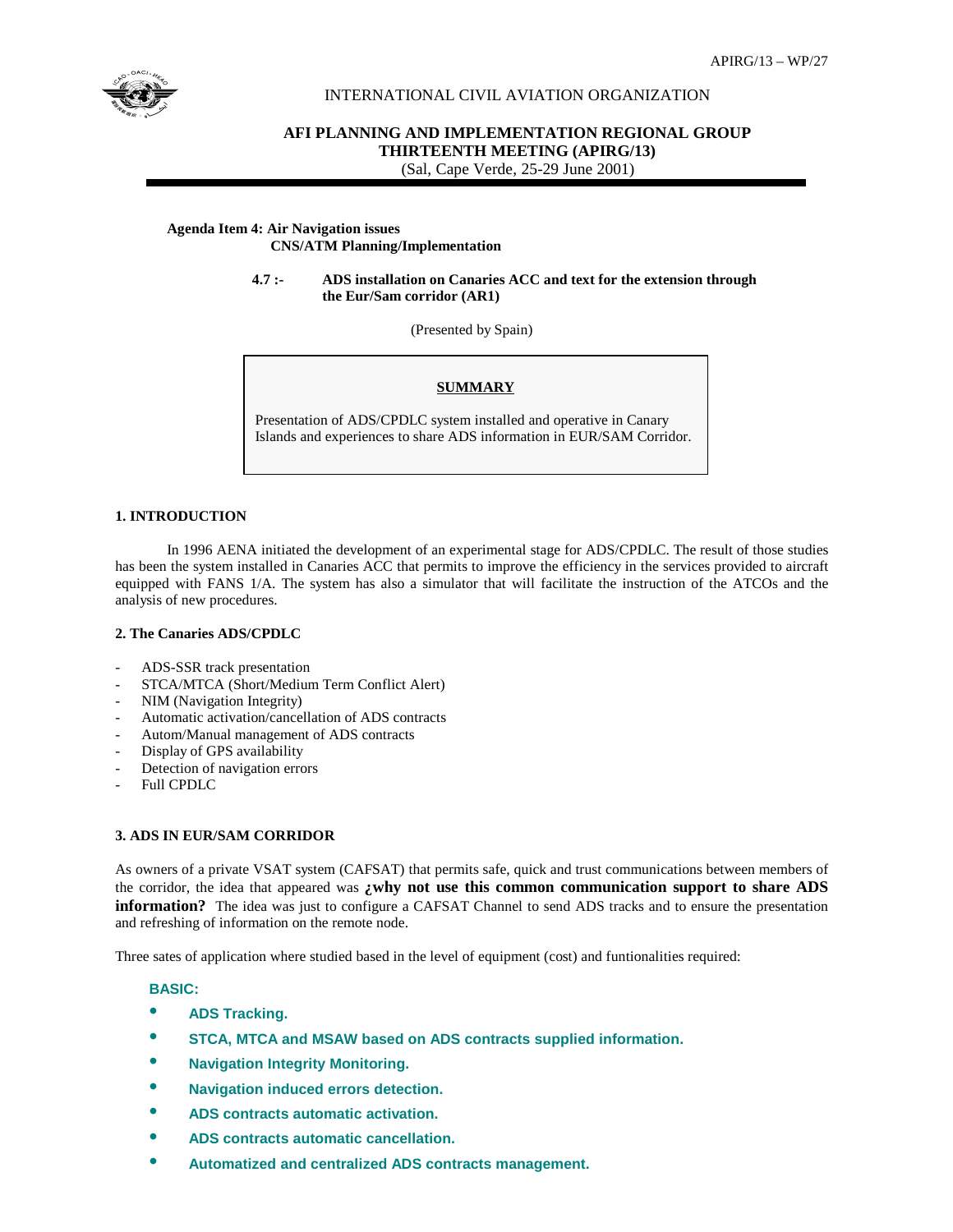APIRG/13 – WP/27

INTERNATIONAL CIVIL AVIATION ORGANIZATION

**AFI PLANNING AND IMPLEMENTATION REGIONAL GROUP**
**THIRTEENTH MEETING (APIRG/13)**
(Sal, Cape Verde, 25-29 June 2001)

**Agenda Item 4: Air Navigation issues**
**CNS/ATM Planning/Implementation**

**4.7 :- ADS installation on Canaries ACC and text for the extension through the Eur/Sam corridor (AR1)**

(Presented by Spain)

**SUMMARY**

Presentation of ADS/CPDLC system installed and operative in Canary Islands and experiences to share ADS information in EUR/SAM Corridor.

## 1. INTRODUCTION

In 1996 AENA initiated the development of an experimental stage for ADS/CPDLC. The result of those studies has been the system installed in Canaries ACC that permits to improve the efficiency in the services provided to aircraft equipped with FANS 1/A. The system has also a simulator that will facilitate the instruction of the ATCOs and the analysis of new procedures.

## 2. The Canaries ADS/CPDLC

- ADS-SSR track presentation
- STCA/MTCA (Short/Medium Term Conflict Alert)
- NIM (Navigation Integrity)
- Automatic activation/cancellation of ADS contracts
- Autom/Manual management of ADS contracts
- Display of GPS availability
- Detection of navigation errors
- Full CPDLC

## 3. ADS IN EUR/SAM CORRIDOR

As owners of a private VSAT system (CAFSAT) that permits safe, quick and trust communications between members of the corridor, the idea that appeared was **¿why not use this common communication support to share ADS information?** The idea was just to configure a CAFSAT Channel to send ADS tracks and to ensure the presentation and refreshing of information on the remote node.

Three sates of application where studied based in the level of equipment (cost) and funtionalities required:

**BASIC:**

- **ADS Tracking.**
- **STCA, MTCA and MSAW based on ADS contracts supplied information.**
- **Navigation Integrity Monitoring.**
- **Navigation induced errors detection.**
- **ADS contracts automatic activation.**
- **ADS contracts automatic cancellation.**
- **Automatized and centralized ADS contracts management.**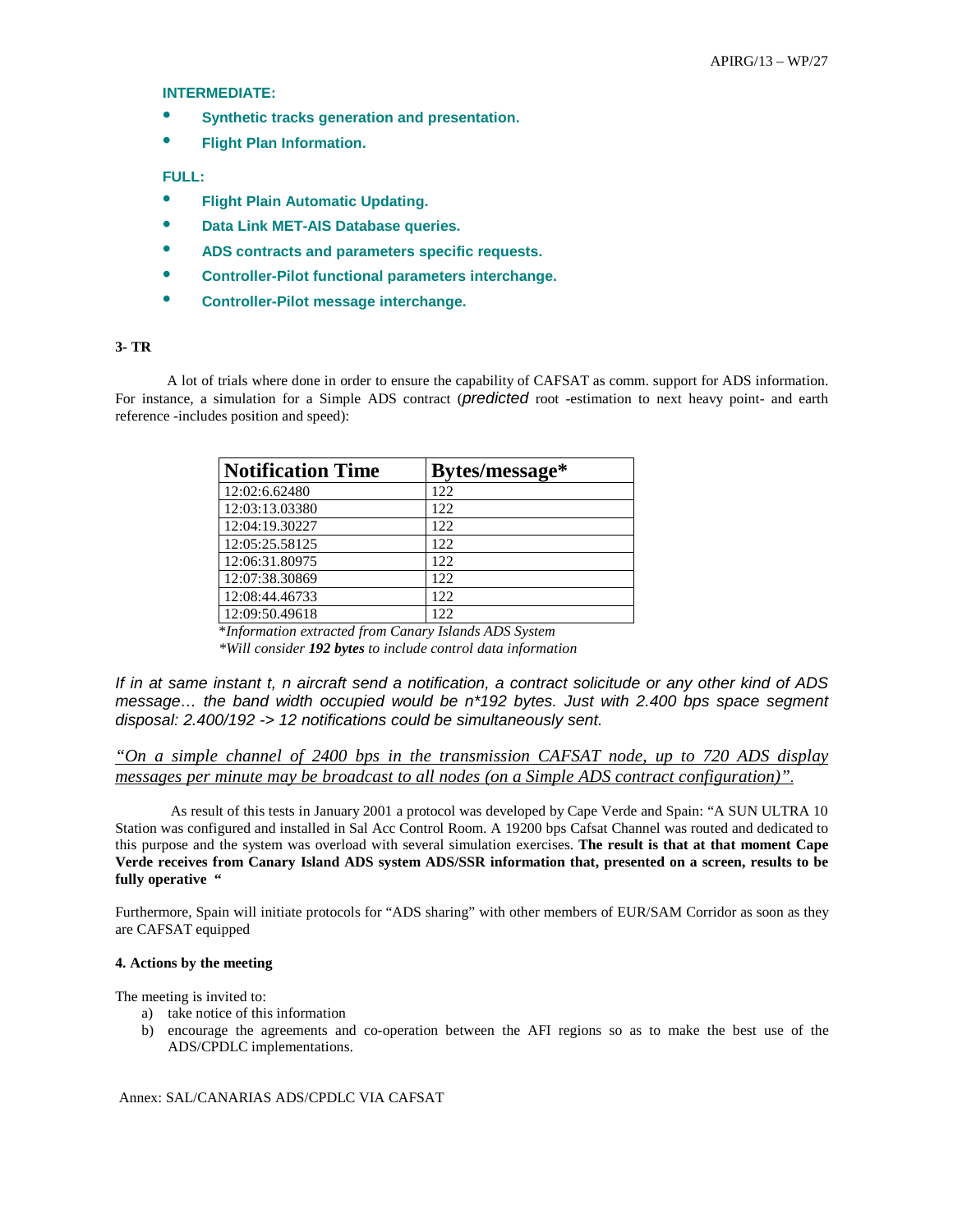**INTERMEDIATE:**

- **Synthetic tracks generation and presentation.**
- **Flight Plan Information.**

**FULL:**

- **Flight Plain Automatic Updating.**
- **Data Link MET-AIS Database queries.**
- **ADS contracts and parameters specific requests.**
- **Controller-Pilot functional parameters interchange.**
- **Controller-Pilot message interchange.**

**3- TR**

A lot of trials where done in order to ensure the capability of CAFSAT as comm. support for ADS information. For instance, a simulation for a Simple ADS contract (*predicted* root -estimation to next heavy point- and earth reference -includes position and speed):

| Notification Time | Bytes/message* |
|---|---|
| 12:02:6.62480 | 122 |
| 12:03:13.03380 | 122 |
| 12:04:19.30227 | 122 |
| 12:05:25.58125 | 122 |
| 12:06:31.80975 | 122 |
| 12:07:38.30869 | 122 |
| 12:08:44.46733 | 122 |
| 12:09:50.49618 | 122 |

*\*Information extracted from Canary Islands ADS System*
*\*Will consider **192 bytes** to include control data information*

*If in at same instant t, n aircraft send a notification, a contract solicitude or any other kind of ADS message… the band width occupied would be n\*192 bytes. Just with 2.400 bps space segment disposal: 2.400/192 -> 12 notifications could be simultaneously sent.*

*"On a simple channel of 2400 bps in the transmission CAFSAT node, up to 720 ADS display messages per minute may be broadcast to all nodes (on a Simple ADS contract configuration)".*

As result of this tests in January 2001 a protocol was developed by Cape Verde and Spain: "A SUN ULTRA 10 Station was configured and installed in Sal Acc Control Room. A 19200 bps Cafsat Channel was routed and dedicated to this purpose and the system was overload with several simulation exercises. **The result is that at that moment Cape Verde receives from Canary Island ADS system ADS/SSR information that, presented on a screen, results to be fully operative "**

Furthermore, Spain will initiate protocols for "ADS sharing" with other members of EUR/SAM Corridor as soon as they are CAFSAT equipped

**4. Actions by the meeting**

The meeting is invited to:

a) take notice of this information
b) encourage the agreements and co-operation between the AFI regions so as to make the best use of the ADS/CPDLC implementations.

Annex: SAL/CANARIAS ADS/CPDLC VIA CAFSAT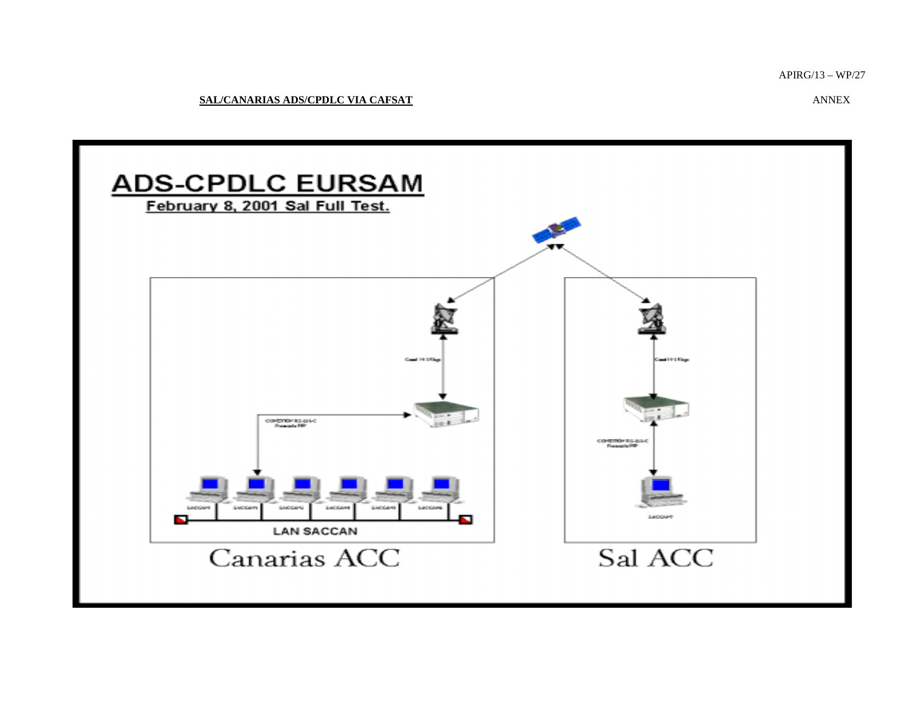ANNEX

**SAL/CANARIAS ADS/CPDLC VIA CAFSAT**

ADS-CPDLC EURSAM

February 8, 2001 Sal Full Test.

LAN SACCAN

Canarias ACC

Sal ACC